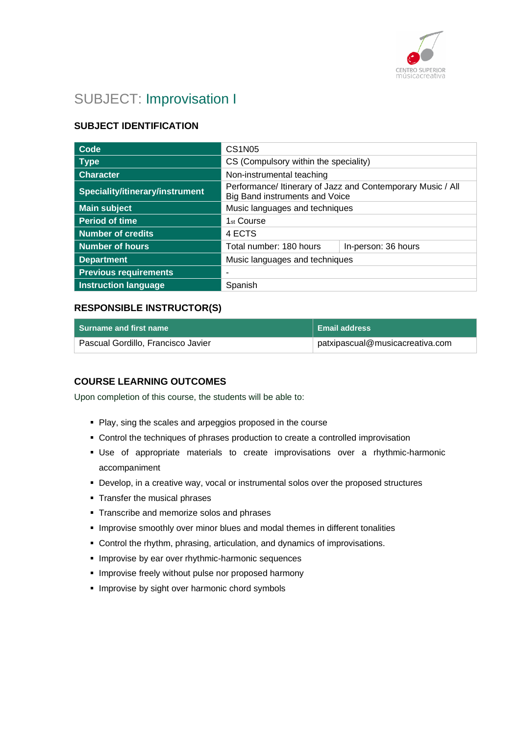# SUBJECT: Improvisation I

## SUBJECT IDENTIFICATION

| | | |
|---|---|---|
| **Code** | CS1N05 | |
| **Type** | CS (Compulsory within the speciality) | |
| **Character** | Non-instrumental teaching | |
| **Speciality/itinerary/instrument** | Performance/ Itinerary of Jazz and Contemporary Music / All Big Band instruments and Voice | |
| **Main subject** | Music languages and techniques | |
| **Period of time** | 1st Course | |
| **Number of credits** | 4 ECTS | |
| **Number of hours** | Total number: 180 hours | In-person: 36 hours |
| **Department** | Music languages and techniques | |
| **Previous requirements** | - | |
| **Instruction language** | Spanish | |

## RESPONSIBLE INSTRUCTOR(S)

| Surname and first name | Email address |
|---|---|
| Pascual Gordillo, Francisco Javier | patxipascual@musicacreativa.com |

## COURSE LEARNING OUTCOMES

Upon completion of this course, the students will be able to:

- Play, sing the scales and arpeggios proposed in the course
- Control the techniques of phrases production to create a controlled improvisation
- Use of appropriate materials to create improvisations over a rhythmic-harmonic accompaniment
- Develop, in a creative way, vocal or instrumental solos over the proposed structures
- Transfer the musical phrases
- Transcribe and memorize solos and phrases
- Improvise smoothly over minor blues and modal themes in different tonalities
- Control the rhythm, phrasing, articulation, and dynamics of improvisations.
- Improvise by ear over rhythmic-harmonic sequences
- Improvise freely without pulse nor proposed harmony
- Improvise by sight over harmonic chord symbols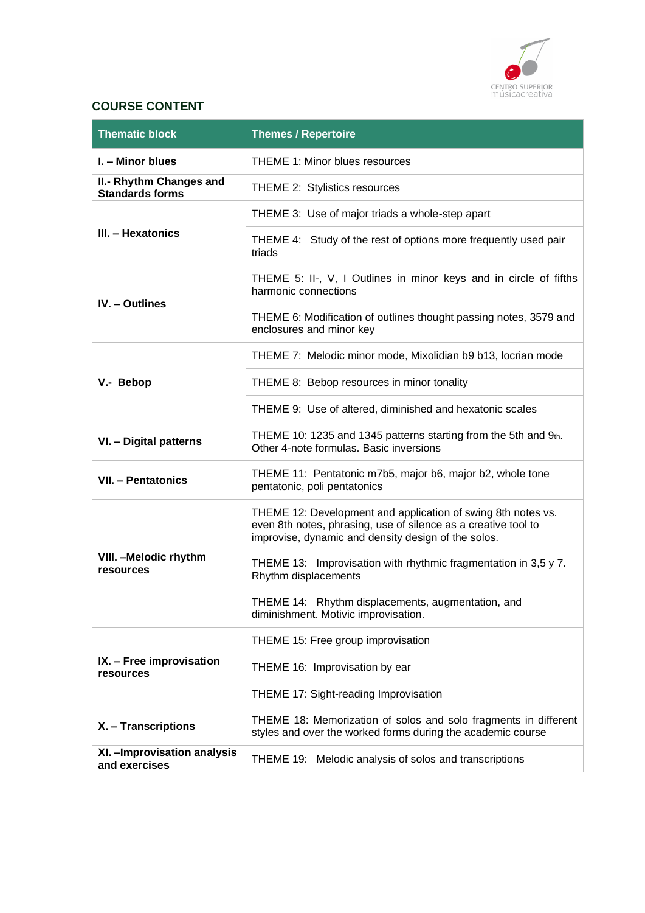## COURSE CONTENT

| Thematic block | Themes / Repertoire |
| --- | --- |
| **I. – Minor blues** | THEME 1: Minor blues resources |
| **II.- Rhythm Changes and Standards forms** | THEME 2: Stylistics resources |
| **III. – Hexatonics** | THEME 3: Use of major triads a whole-step apart |
| | THEME 4: Study of the rest of options more frequently used pair triads |
| **IV. – Outlines** | THEME 5: II-, V, I Outlines in minor keys and in circle of fifths harmonic connections |
| | THEME 6: Modification of outlines thought passing notes, 3579 and enclosures and minor key |
| **V.- Bebop** | THEME 7: Melodic minor mode, Mixolidian b9 b13, locrian mode |
| | THEME 8: Bebop resources in minor tonality |
| | THEME 9: Use of altered, diminished and hexatonic scales |
| **VI. – Digital patterns** | THEME 10: 1235 and 1345 patterns starting from the 5th and 9th. Other 4-note formulas. Basic inversions |
| **VII. – Pentatonics** | THEME 11: Pentatonic m7b5, major b6, major b2, whole tone pentatonic, poli pentatonics |
| **VIII. –Melodic rhythm resources** | THEME 12: Development and application of swing 8th notes vs. even 8th notes, phrasing, use of silence as a creative tool to improvise, dynamic and density design of the solos. |
| | THEME 13: Improvisation with rhythmic fragmentation in 3,5 y 7. Rhythm displacements |
| | THEME 14: Rhythm displacements, augmentation, and diminishment. Motivic improvisation. |
| **IX. – Free improvisation resources** | THEME 15: Free group improvisation |
| | THEME 16: Improvisation by ear |
| | THEME 17: Sight-reading Improvisation |
| **X. – Transcriptions** | THEME 18: Memorization of solos and solo fragments in different styles and over the worked forms during the academic course |
| **XI. –Improvisation analysis and exercises** | THEME 19: Melodic analysis of solos and transcriptions |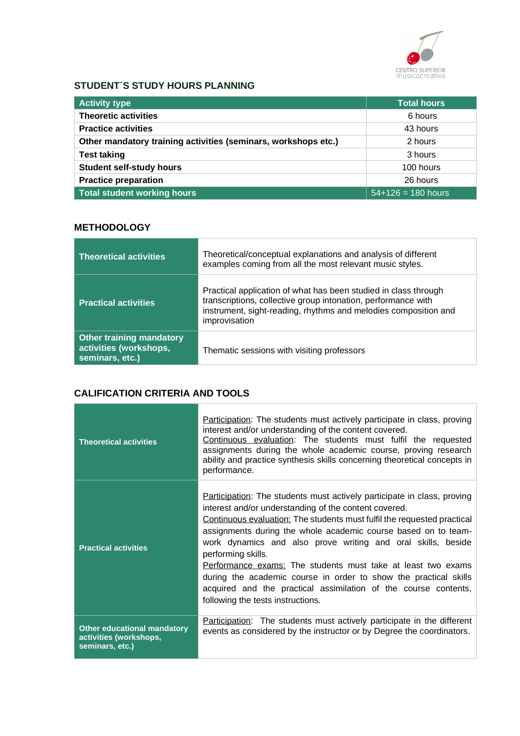## STUDENT´S STUDY HOURS PLANNING

| Activity type | Total hours |
|---|---|
| **Theoretic activities** | 6 hours |
| **Practice activities** | 43 hours |
| **Other mandatory training activities (seminars, workshops etc.)** | 2 hours |
| **Test taking** | 3 hours |
| **Student self-study hours** | 100 hours |
| **Practice preparation** | 26 hours |
| **Total student working hours** | 54+126 = 180 hours |

## METHODOLOGY

| | |
|---|---|
| **Theoretical activities** | Theoretical/conceptual explanations and analysis of different examples coming from all the most relevant music styles. |
| **Practical activities** | Practical application of what has been studied in class through transcriptions, collective group intonation, performance with instrument, sight-reading, rhythms and melodies composition and improvisation |
| **Other training mandatory activities (workshops, seminars, etc.)** | Thematic sessions with visiting professors |

## CALIFICATION CRITERIA AND TOOLS

| | |
|---|---|
| **Theoretical activities** | Participation: The students must actively participate in class, proving interest and/or understanding of the content covered. Continuous evaluation: The students must fulfil the requested assignments during the whole academic course, proving research ability and practice synthesis skills concerning theoretical concepts in performance. |
| **Practical activities** | Participation: The students must actively participate in class, proving interest and/or understanding of the content covered. Continuous evaluation: The students must fulfil the requested practical assignments during the whole academic course based on to team-work dynamics and also prove writing and oral skills, beside performing skills. Performance exams: The students must take at least two exams during the academic course in order to show the practical skills acquired and the practical assimilation of the course contents, following the tests instructions. |
| **Other educational mandatory activities (workshops, seminars, etc.)** | Participation: The students must actively participate in the different events as considered by the instructor or by Degree the coordinators. |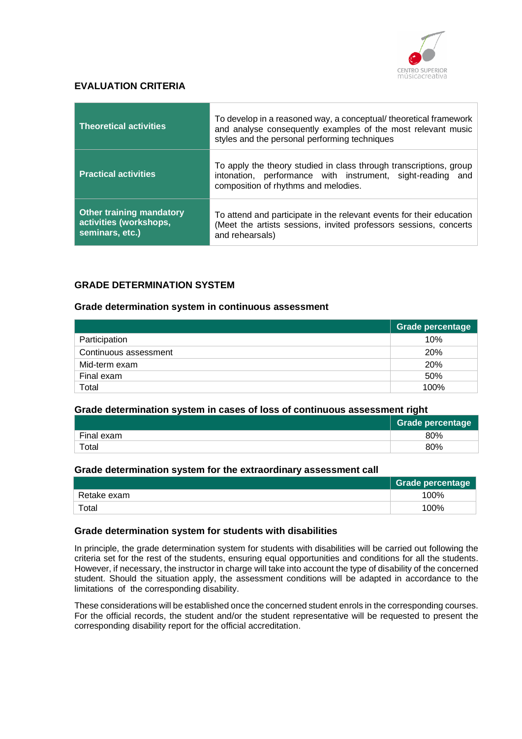## EVALUATION CRITERIA

| | |
|---|---|
| **Theoretical activities** | To develop in a reasoned way, a conceptual/ theoretical framework and analyse consequently examples of the most relevant music styles and the personal performing techniques |
| **Practical activities** | To apply the theory studied in class through transcriptions, group intonation, performance with instrument, sight-reading and composition of rhythms and melodies. |
| **Other training mandatory activities (workshops, seminars, etc.)** | To attend and participate in the relevant events for their education (Meet the artists sessions, invited professors sessions, concerts and rehearsals) |

## GRADE DETERMINATION SYSTEM

### Grade determination system in continuous assessment

| | Grade percentage |
|---|---|
| Participation | 10% |
| Continuous assessment | 20% |
| Mid-term exam | 20% |
| Final exam | 50% |
| Total | 100% |

### Grade determination system in cases of loss of continuous assessment right

| | Grade percentage |
|---|---|
| Final exam | 80% |
| Total | 80% |

### Grade determination system for the extraordinary assessment call

| | Grade percentage |
|---|---|
| Retake exam | 100% |
| Total | 100% |

### Grade determination system for students with disabilities

In principle, the grade determination system for students with disabilities will be carried out following the criteria set for the rest of the students, ensuring equal opportunities and conditions for all the students. However, if necessary, the instructor in charge will take into account the type of disability of the concerned student. Should the situation apply, the assessment conditions will be adapted in accordance to the limitations of the corresponding disability.

These considerations will be established once the concerned student enrols in the corresponding courses. For the official records, the student and/or the student representative will be requested to present the corresponding disability report for the official accreditation.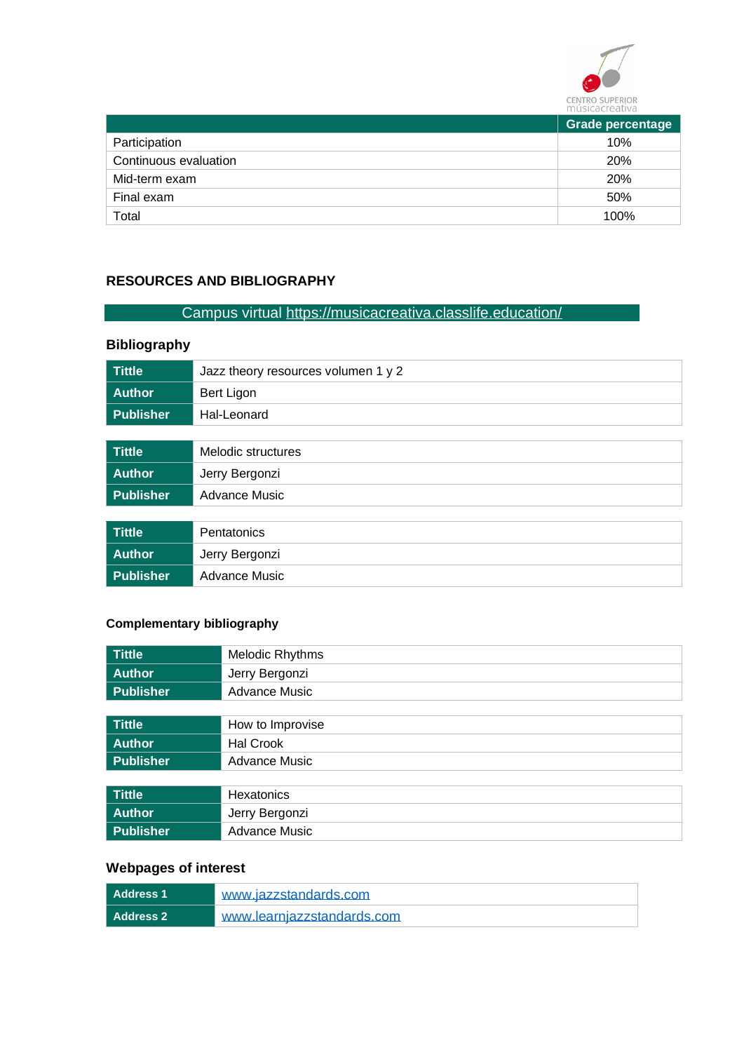| | Grade percentage |
|---|---|
| Participation | 10% |
| Continuous evaluation | 20% |
| Mid-term exam | 20% |
| Final exam | 50% |
| Total | 100% |

## RESOURCES AND BIBLIOGRAPHY

Campus virtual https://musicacreativa.classlife.education/

### Bibliography

| Tittle | Jazz theory resources volumen 1 y 2 |
|---|---|
| Author | Bert Ligon |
| Publisher | Hal-Leonard |

| Tittle | Melodic structures |
|---|---|
| Author | Jerry Bergonzi |
| Publisher | Advance Music |

| Tittle | Pentatonics |
|---|---|
| Author | Jerry Bergonzi |
| Publisher | Advance Music |

### Complementary bibliography

| Tittle | Melodic Rhythms |
|---|---|
| Author | Jerry Bergonzi |
| Publisher | Advance Music |

| Tittle | How to Improvise |
|---|---|
| Author | Hal Crook |
| Publisher | Advance Music |

| Tittle | Hexatonics |
|---|---|
| Author | Jerry Bergonzi |
| Publisher | Advance Music |

### Webpages of interest

| Address 1 | www.jazzstandards.com |
|---|---|
| Address 2 | www.learnjazzstandards.com |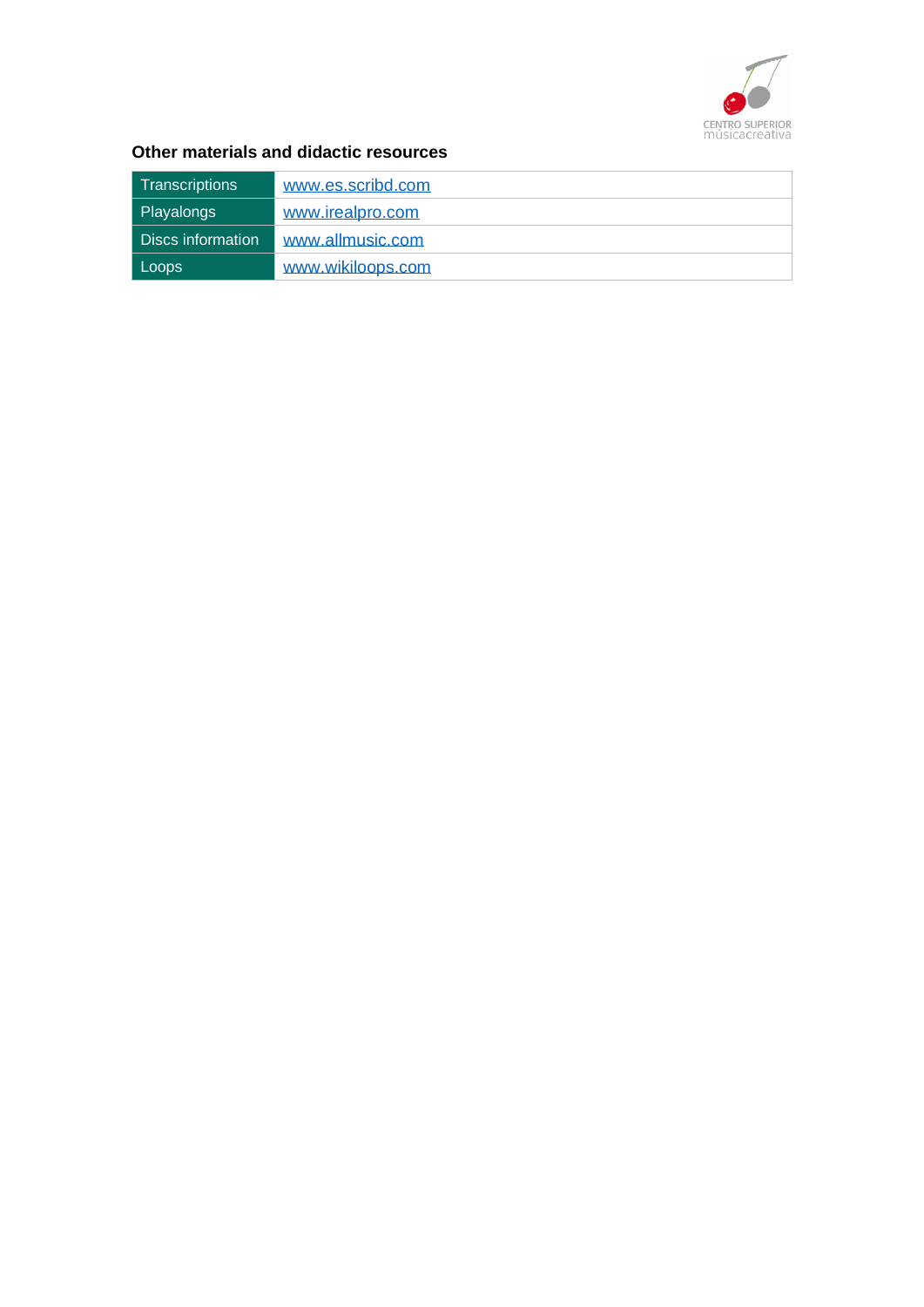### Other materials and didactic resources

| | |
|---|---|
| Transcriptions | www.es.scribd.com |
| Playalongs | www.irealpro.com |
| Discs information | www.allmusic.com |
| Loops | www.wikiloops.com |